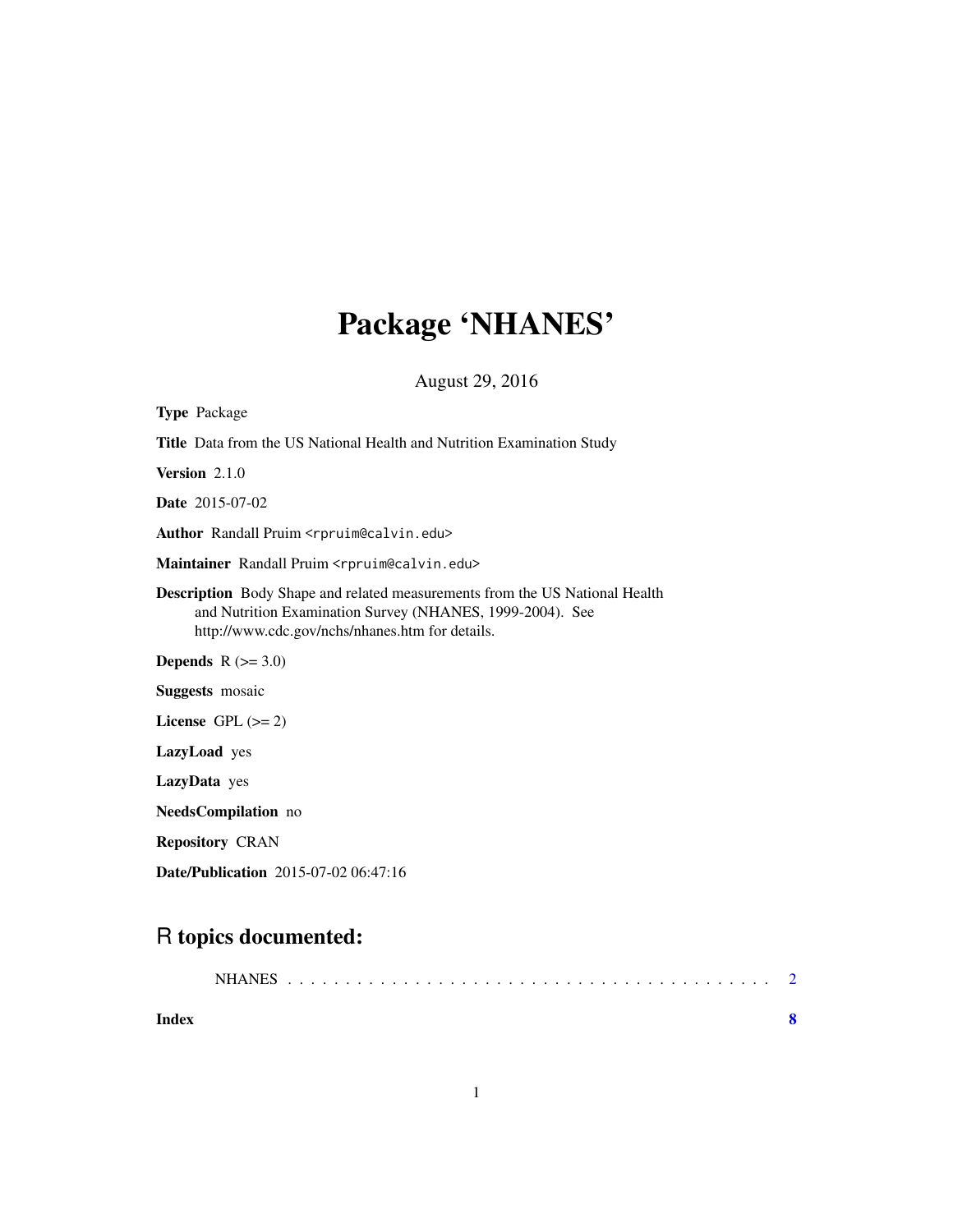# Package 'NHANES'

August 29, 2016

**Type** Package

**Title** Data from the US National Health and Nutrition Examination Study

**Version** 2.1.0

**Date** 2015-07-02

**Author** Randall Pruim <rpruim@calvin.edu>

**Maintainer** Randall Pruim <rpruim@calvin.edu>

**Description** Body Shape and related measurements from the US National Health and Nutrition Examination Survey (NHANES, 1999-2004). See http://www.cdc.gov/nchs/nhanes.htm for details.

**Depends** R (>= 3.0)

**Suggests** mosaic

**License** GPL (>= 2)

**LazyLoad** yes

**LazyData** yes

**NeedsCompilation** no

**Repository** CRAN

**Date/Publication** 2015-07-02 06:47:16

## R topics documented:

NHANES . . . . . . . . . . . . . . . . . . . . . . . . . . . . . . . . . . . . . . . . . . 2

**Index** **8**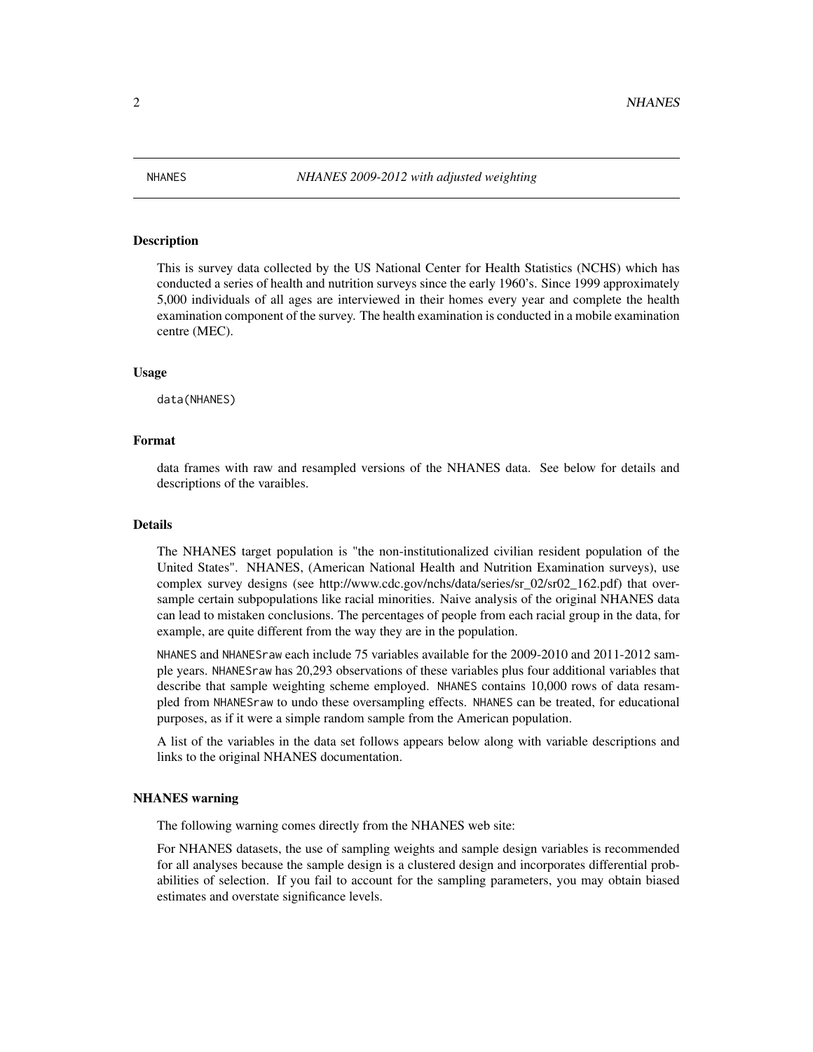NHANES *NHANES 2009-2012 with adjusted weighting*

### Description

This is survey data collected by the US National Center for Health Statistics (NCHS) which has conducted a series of health and nutrition surveys since the early 1960's. Since 1999 approximately 5,000 individuals of all ages are interviewed in their homes every year and complete the health examination component of the survey. The health examination is conducted in a mobile examination centre (MEC).

### Usage

```
data(NHANES)
```

### Format

data frames with raw and resampled versions of the NHANES data. See below for details and descriptions of the varaibles.

### Details

The NHANES target population is "the non-institutionalized civilian resident population of the United States". NHANES, (American National Health and Nutrition Examination surveys), use complex survey designs (see http://www.cdc.gov/nchs/data/series/sr_02/sr02_162.pdf) that oversample certain subpopulations like racial minorities. Naive analysis of the original NHANES data can lead to mistaken conclusions. The percentages of people from each racial group in the data, for example, are quite different from the way they are in the population.

`NHANES` and `NHANESraw` each include 75 variables available for the 2009-2010 and 2011-2012 sample years. `NHANESraw` has 20,293 observations of these variables plus four additional variables that describe that sample weighting scheme employed. `NHANES` contains 10,000 rows of data resampled from `NHANESraw` to undo these oversampling effects. `NHANES` can be treated, for educational purposes, as if it were a simple random sample from the American population.

A list of the variables in the data set follows appears below along with variable descriptions and links to the original NHANES documentation.

### NHANES warning

The following warning comes directly from the NHANES web site:

For NHANES datasets, the use of sampling weights and sample design variables is recommended for all analyses because the sample design is a clustered design and incorporates differential probabilities of selection. If you fail to account for the sampling parameters, you may obtain biased estimates and overstate significance levels.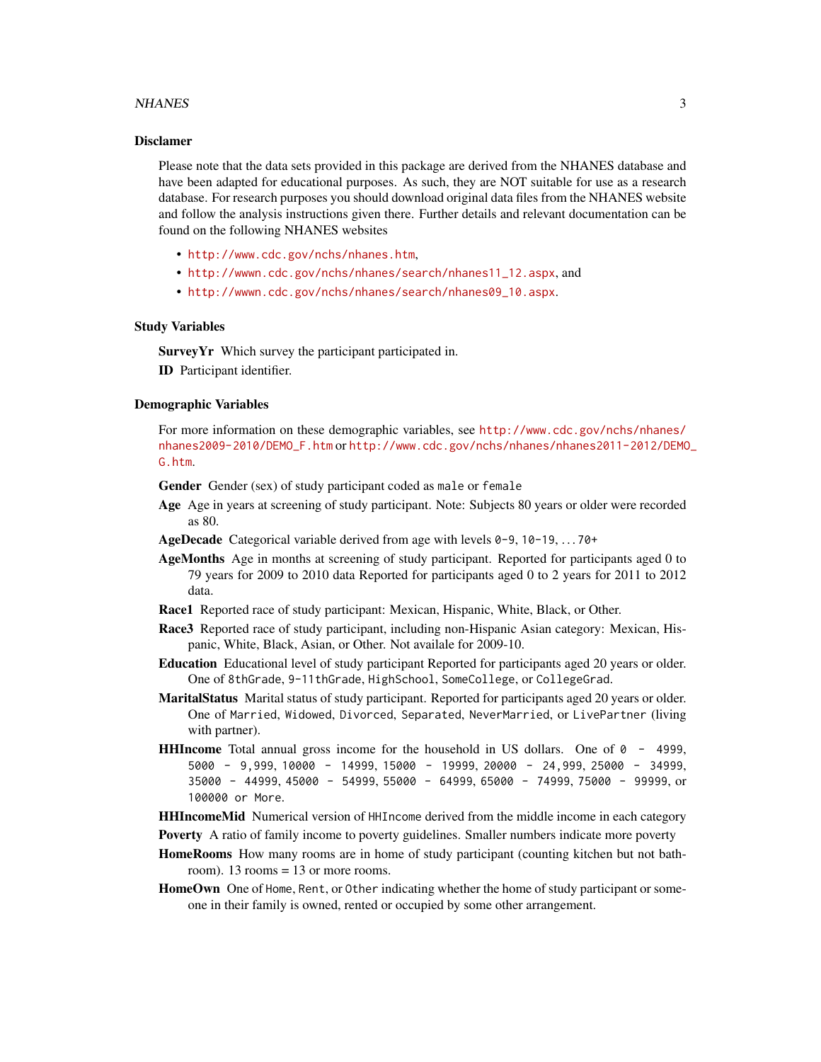### Disclamer

Please note that the data sets provided in this package are derived from the NHANES database and have been adapted for educational purposes. As such, they are NOT suitable for use as a research database. For research purposes you should download original data files from the NHANES website and follow the analysis instructions given there. Further details and relevant documentation can be found on the following NHANES websites

- http://www.cdc.gov/nchs/nhanes.htm,
- http://wwwn.cdc.gov/nchs/nhanes/search/nhanes11_12.aspx, and
- http://wwwn.cdc.gov/nchs/nhanes/search/nhanes09_10.aspx.

### Study Variables

**SurveyYr** Which survey the participant participated in.

**ID** Participant identifier.

### Demographic Variables

For more information on these demographic variables, see http://www.cdc.gov/nchs/nhanes/nhanes2009-2010/DEMO_F.htm or http://www.cdc.gov/nchs/nhanes/nhanes2011-2012/DEMO_G.htm.

**Gender** Gender (sex) of study participant coded as `male` or `female`

**Age** Age in years at screening of study participant. Note: Subjects 80 years or older were recorded as 80.

**AgeDecade** Categorical variable derived from age with levels `0-9`, `10-19`, `...` `70+`

**AgeMonths** Age in months at screening of study participant. Reported for participants aged 0 to 79 years for 2009 to 2010 data Reported for participants aged 0 to 2 years for 2011 to 2012 data.

**Race1** Reported race of study participant: Mexican, Hispanic, White, Black, or Other.

**Race3** Reported race of study participant, including non-Hispanic Asian category: Mexican, Hispanic, White, Black, Asian, or Other. Not availale for 2009-10.

**Education** Educational level of study participant Reported for participants aged 20 years or older. One of `8thGrade`, `9-11thGrade`, `HighSchool`, `SomeCollege`, or `CollegeGrad`.

**MaritalStatus** Marital status of study participant. Reported for participants aged 20 years or older. One of `Married`, `Widowed`, `Divorced`, `Separated`, `NeverMarried`, or `LivePartner` (living with partner).

**HHIncome** Total annual gross income for the household in US dollars. One of `0 - 4999`, `5000 - 9,999`, `10000 - 14999`, `15000 - 19999`, `20000 - 24,999`, `25000 - 34999`, `35000 - 44999`, `45000 - 54999`, `55000 - 64999`, `65000 - 74999`, `75000 - 99999`, or `100000 or More`.

**HHIncomeMid** Numerical version of `HHIncome` derived from the middle income in each category

**Poverty** A ratio of family income to poverty guidelines. Smaller numbers indicate more poverty

**HomeRooms** How many rooms are in home of study participant (counting kitchen but not bathroom). 13 rooms = 13 or more rooms.

**HomeOwn** One of `Home`, `Rent`, or `Other` indicating whether the home of study participant or someone in their family is owned, rented or occupied by some other arrangement.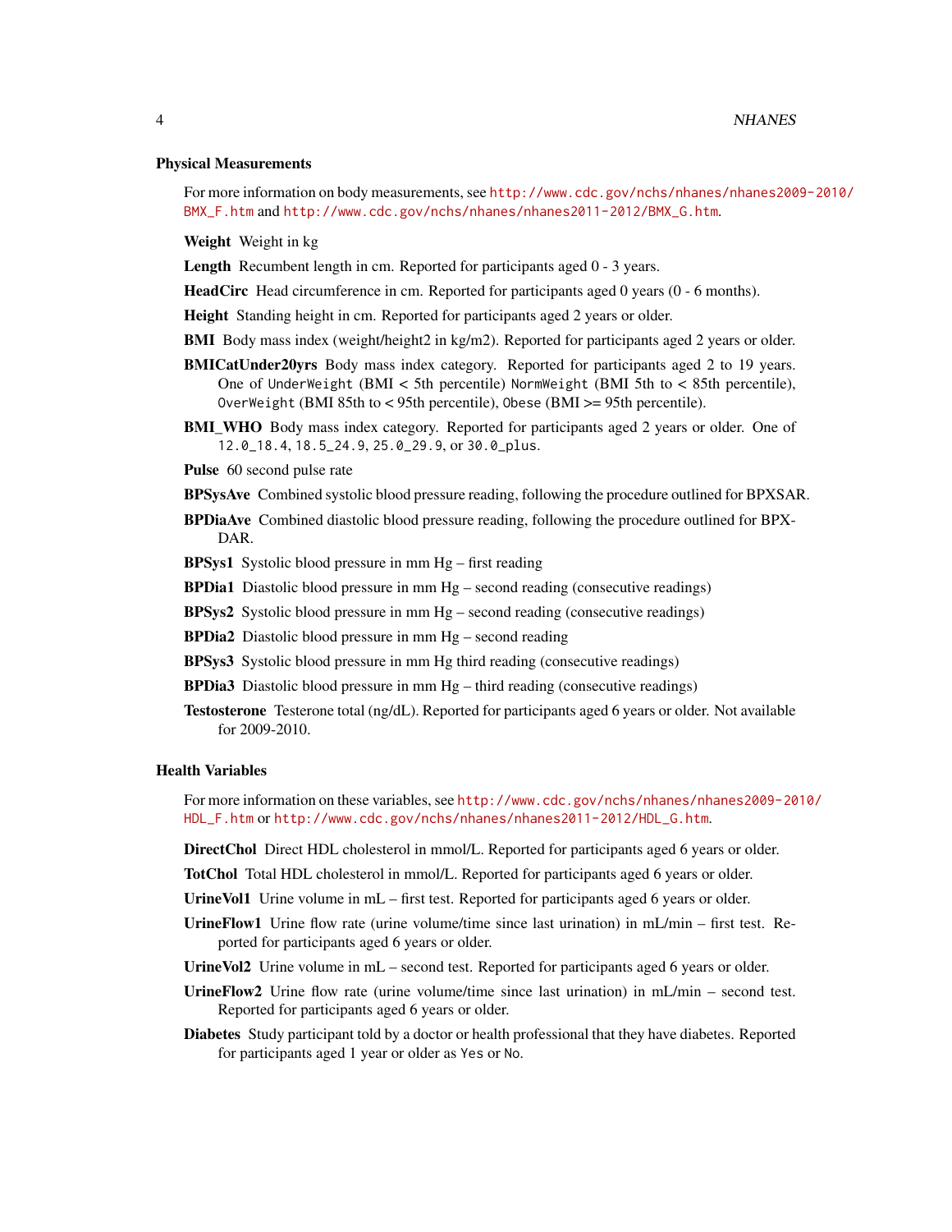### Physical Measurements

For more information on body measurements, see http://www.cdc.gov/nchs/nhanes/nhanes2009-2010/BMX_F.htm and http://www.cdc.gov/nchs/nhanes/nhanes2011-2012/BMX_G.htm.

**Weight** Weight in kg

**Length** Recumbent length in cm. Reported for participants aged 0 - 3 years.

**HeadCirc** Head circumference in cm. Reported for participants aged 0 years (0 - 6 months).

**Height** Standing height in cm. Reported for participants aged 2 years or older.

**BMI** Body mass index (weight/height2 in kg/m2). Reported for participants aged 2 years or older.

**BMICatUnder20yrs** Body mass index category. Reported for participants aged 2 to 19 years. One of `UnderWeight` (BMI < 5th percentile) `NormWeight` (BMI 5th to < 85th percentile), `OverWeight` (BMI 85th to < 95th percentile), `Obese` (BMI >= 95th percentile).

**BMI_WHO** Body mass index category. Reported for participants aged 2 years or older. One of `12.0_18.4`, `18.5_24.9`, `25.0_29.9`, or `30.0_plus`.

**Pulse** 60 second pulse rate

**BPSysAve** Combined systolic blood pressure reading, following the procedure outlined for BPXSAR.

**BPDiaAve** Combined diastolic blood pressure reading, following the procedure outlined for BPXDAR.

**BPSys1** Systolic blood pressure in mm Hg – first reading

**BPDia1** Diastolic blood pressure in mm Hg – second reading (consecutive readings)

**BPSys2** Systolic blood pressure in mm Hg – second reading (consecutive readings)

**BPDia2** Diastolic blood pressure in mm Hg – second reading

**BPSys3** Systolic blood pressure in mm Hg third reading (consecutive readings)

**BPDia3** Diastolic blood pressure in mm Hg – third reading (consecutive readings)

**Testosterone** Testerone total (ng/dL). Reported for participants aged 6 years or older. Not available for 2009-2010.

### Health Variables

For more information on these variables, see http://www.cdc.gov/nchs/nhanes/nhanes2009-2010/HDL_F.htm or http://www.cdc.gov/nchs/nhanes/nhanes2011-2012/HDL_G.htm.

**DirectChol** Direct HDL cholesterol in mmol/L. Reported for participants aged 6 years or older.

**TotChol** Total HDL cholesterol in mmol/L. Reported for participants aged 6 years or older.

**UrineVol1** Urine volume in mL – first test. Reported for participants aged 6 years or older.

**UrineFlow1** Urine flow rate (urine volume/time since last urination) in mL/min – first test. Reported for participants aged 6 years or older.

**UrineVol2** Urine volume in mL – second test. Reported for participants aged 6 years or older.

**UrineFlow2** Urine flow rate (urine volume/time since last urination) in mL/min – second test. Reported for participants aged 6 years or older.

**Diabetes** Study participant told by a doctor or health professional that they have diabetes. Reported for participants aged 1 year or older as `Yes` or `No`.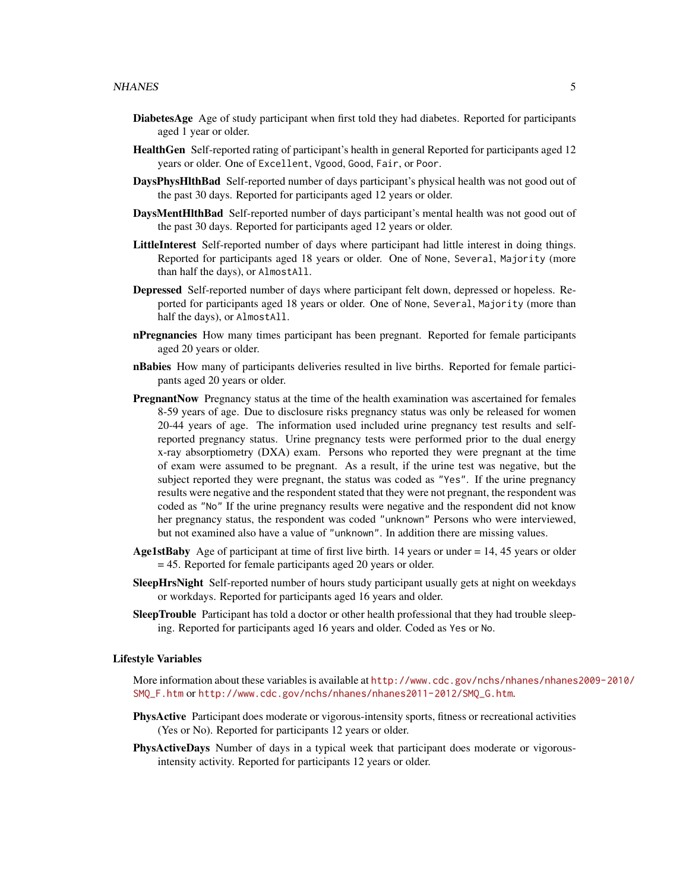**DiabetesAge** Age of study participant when first told they had diabetes. Reported for participants aged 1 year or older.

**HealthGen** Self-reported rating of participant's health in general Reported for participants aged 12 years or older. One of `Excellent`, `Vgood`, `Good`, `Fair`, or `Poor`.

**DaysPhysHlthBad** Self-reported number of days participant's physical health was not good out of the past 30 days. Reported for participants aged 12 years or older.

**DaysMentHlthBad** Self-reported number of days participant's mental health was not good out of the past 30 days. Reported for participants aged 12 years or older.

**LittleInterest** Self-reported number of days where participant had little interest in doing things. Reported for participants aged 18 years or older. One of `None`, `Several`, `Majority` (more than half the days), or `AlmostAll`.

**Depressed** Self-reported number of days where participant felt down, depressed or hopeless. Reported for participants aged 18 years or older. One of `None`, `Several`, `Majority` (more than half the days), or `AlmostAll`.

**nPregnancies** How many times participant has been pregnant. Reported for female participants aged 20 years or older.

**nBabies** How many of participants deliveries resulted in live births. Reported for female participants aged 20 years or older.

**PregnantNow** Pregnancy status at the time of the health examination was ascertained for females 8-59 years of age. Due to disclosure risks pregnancy status was only be released for women 20-44 years of age. The information used included urine pregnancy test results and self-reported pregnancy status. Urine pregnancy tests were performed prior to the dual energy x-ray absorptiometry (DXA) exam. Persons who reported they were pregnant at the time of exam were assumed to be pregnant. As a result, if the urine test was negative, but the subject reported they were pregnant, the status was coded as `"Yes"`. If the urine pregnancy results were negative and the respondent stated that they were not pregnant, the respondent was coded as `"No"` If the urine pregnancy results were negative and the respondent did not know her pregnancy status, the respondent was coded `"unknown"` Persons who were interviewed, but not examined also have a value of `"unknown"`. In addition there are missing values.

**Age1stBaby** Age of participant at time of first live birth. 14 years or under = 14, 45 years or older = 45. Reported for female participants aged 20 years or older.

**SleepHrsNight** Self-reported number of hours study participant usually gets at night on weekdays or workdays. Reported for participants aged 16 years and older.

**SleepTrouble** Participant has told a doctor or other health professional that they had trouble sleeping. Reported for participants aged 16 years and older. Coded as `Yes` or `No`.

### Lifestyle Variables

More information about these variables is available at http://www.cdc.gov/nchs/nhanes/nhanes2009-2010/SMQ_F.htm or http://www.cdc.gov/nchs/nhanes/nhanes2011-2012/SMQ_G.htm.

**PhysActive** Participant does moderate or vigorous-intensity sports, fitness or recreational activities (Yes or No). Reported for participants 12 years or older.

**PhysActiveDays** Number of days in a typical week that participant does moderate or vigorous-intensity activity. Reported for participants 12 years or older.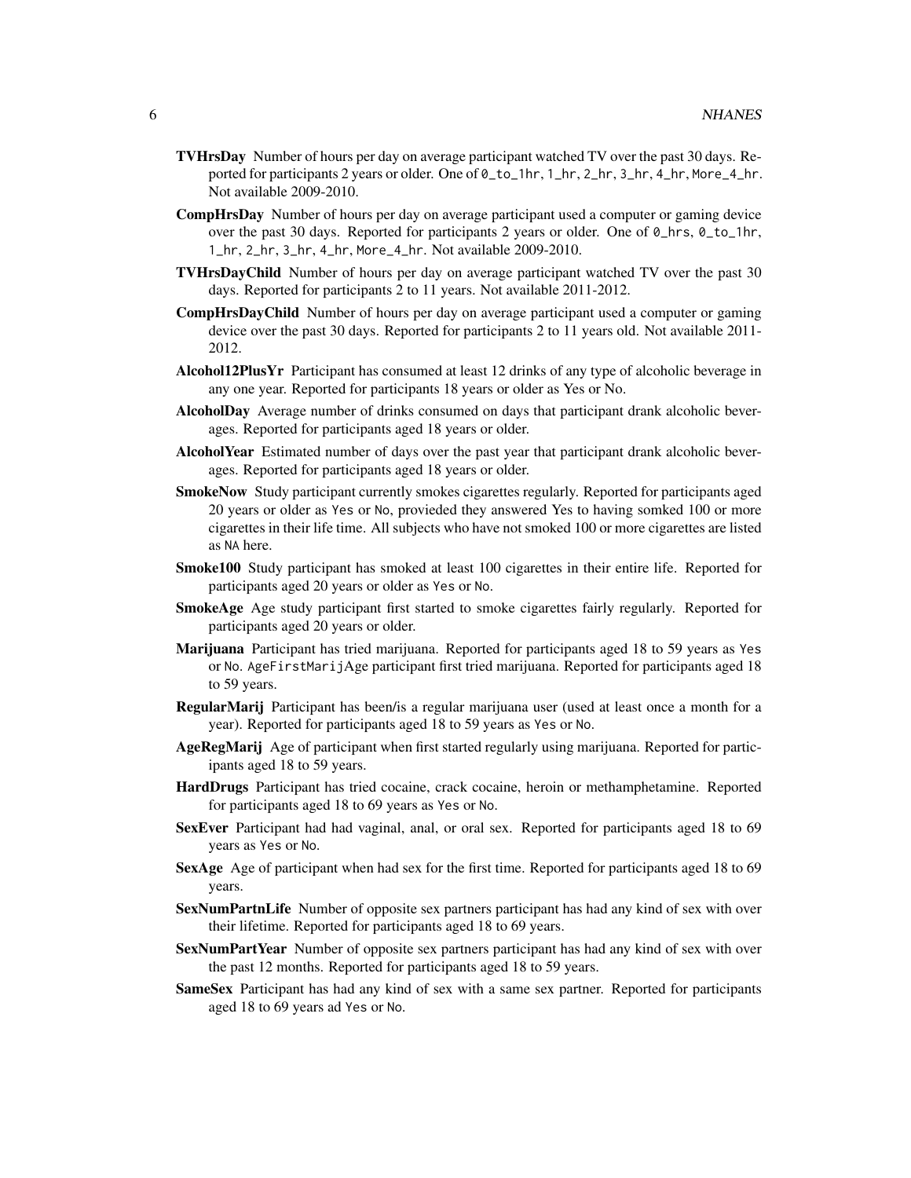**TVHrsDay** Number of hours per day on average participant watched TV over the past 30 days. Reported for participants 2 years or older. One of `0_to_1hr`, `1_hr`, `2_hr`, `3_hr`, `4_hr`, `More_4_hr`. Not available 2009-2010.

**CompHrsDay** Number of hours per day on average participant used a computer or gaming device over the past 30 days. Reported for participants 2 years or older. One of `0_hrs`, `0_to_1hr`, `1_hr`, `2_hr`, `3_hr`, `4_hr`, `More_4_hr`. Not available 2009-2010.

**TVHrsDayChild** Number of hours per day on average participant watched TV over the past 30 days. Reported for participants 2 to 11 years. Not available 2011-2012.

**CompHrsDayChild** Number of hours per day on average participant used a computer or gaming device over the past 30 days. Reported for participants 2 to 11 years old. Not available 2011-2012.

**Alcohol12PlusYr** Participant has consumed at least 12 drinks of any type of alcoholic beverage in any one year. Reported for participants 18 years or older as Yes or No.

**AlcoholDay** Average number of drinks consumed on days that participant drank alcoholic beverages. Reported for participants aged 18 years or older.

**AlcoholYear** Estimated number of days over the past year that participant drank alcoholic beverages. Reported for participants aged 18 years or older.

**SmokeNow** Study participant currently smokes cigarettes regularly. Reported for participants aged 20 years or older as `Yes` or `No`, provieded they answered Yes to having somked 100 or more cigarettes in their life time. All subjects who have not smoked 100 or more cigarettes are listed as `NA` here.

**Smoke100** Study participant has smoked at least 100 cigarettes in their entire life. Reported for participants aged 20 years or older as `Yes` or `No`.

**SmokeAge** Age study participant first started to smoke cigarettes fairly regularly. Reported for participants aged 20 years or older.

**Marijuana** Participant has tried marijuana. Reported for participants aged 18 to 59 years as `Yes` or `No`. `AgeFirstMarij`Age participant first tried marijuana. Reported for participants aged 18 to 59 years.

**RegularMarij** Participant has been/is a regular marijuana user (used at least once a month for a year). Reported for participants aged 18 to 59 years as `Yes` or `No`.

**AgeRegMarij** Age of participant when first started regularly using marijuana. Reported for participants aged 18 to 59 years.

**HardDrugs** Participant has tried cocaine, crack cocaine, heroin or methamphetamine. Reported for participants aged 18 to 69 years as `Yes` or `No`.

**SexEver** Participant had had vaginal, anal, or oral sex. Reported for participants aged 18 to 69 years as `Yes` or `No`.

**SexAge** Age of participant when had sex for the first time. Reported for participants aged 18 to 69 years.

**SexNumPartnLife** Number of opposite sex partners participant has had any kind of sex with over their lifetime. Reported for participants aged 18 to 69 years.

**SexNumPartYear** Number of opposite sex partners participant has had any kind of sex with over the past 12 months. Reported for participants aged 18 to 59 years.

**SameSex** Participant has had any kind of sex with a same sex partner. Reported for participants aged 18 to 69 years ad `Yes` or `No`.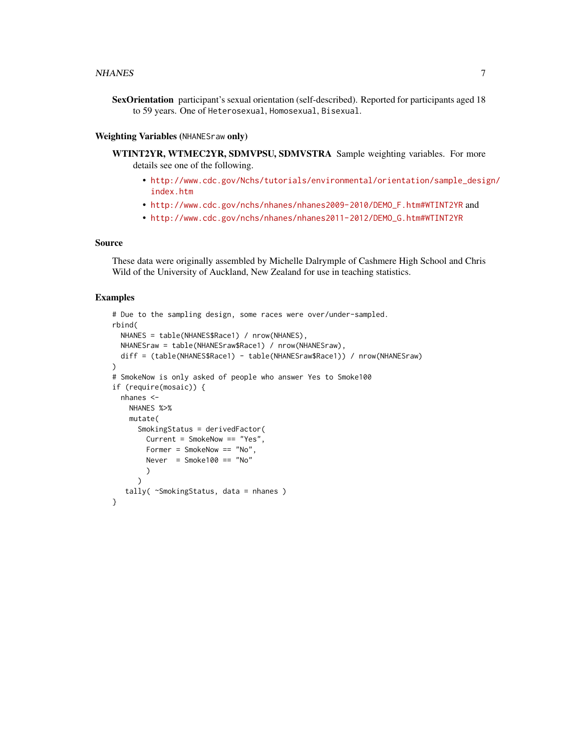**SexOrientation** participant's sexual orientation (self-described). Reported for participants aged 18 to 59 years. One of `Heterosexual`, `Homosexual`, `Bisexual`.

### Weighting Variables (NHANESraw only)

**WTINT2YR, WTMEC2YR, SDMVPSU, SDMVSTRA** Sample weighting variables. For more details see one of the following.

- http://www.cdc.gov/Nchs/tutorials/environmental/orientation/sample_design/index.htm
- http://www.cdc.gov/nchs/nhanes/nhanes2009-2010/DEMO_F.htm#WTINT2YR and
- http://www.cdc.gov/nchs/nhanes/nhanes2011-2012/DEMO_G.htm#WTINT2YR

## Source

These data were originally assembled by Michelle Dalrymple of Cashmere High School and Chris Wild of the University of Auckland, New Zealand for use in teaching statistics.

## Examples

```
# Due to the sampling design, some races were over/under-sampled.
rbind(
  NHANES = table(NHANES$Race1) / nrow(NHANES),
  NHANESraw = table(NHANESraw$Race1) / nrow(NHANESraw),
  diff = (table(NHANES$Race1) - table(NHANESraw$Race1)) / nrow(NHANESraw)
)
# SmokeNow is only asked of people who answer Yes to Smoke100
if (require(mosaic)) {
  nhanes <-
    NHANES %>%
    mutate(
      SmokingStatus = derivedFactor(
        Current = SmokeNow == "Yes",
        Former = SmokeNow == "No",
        Never  = Smoke100 == "No"
        )
      )
   tally( ~SmokingStatus, data = nhanes )
}
```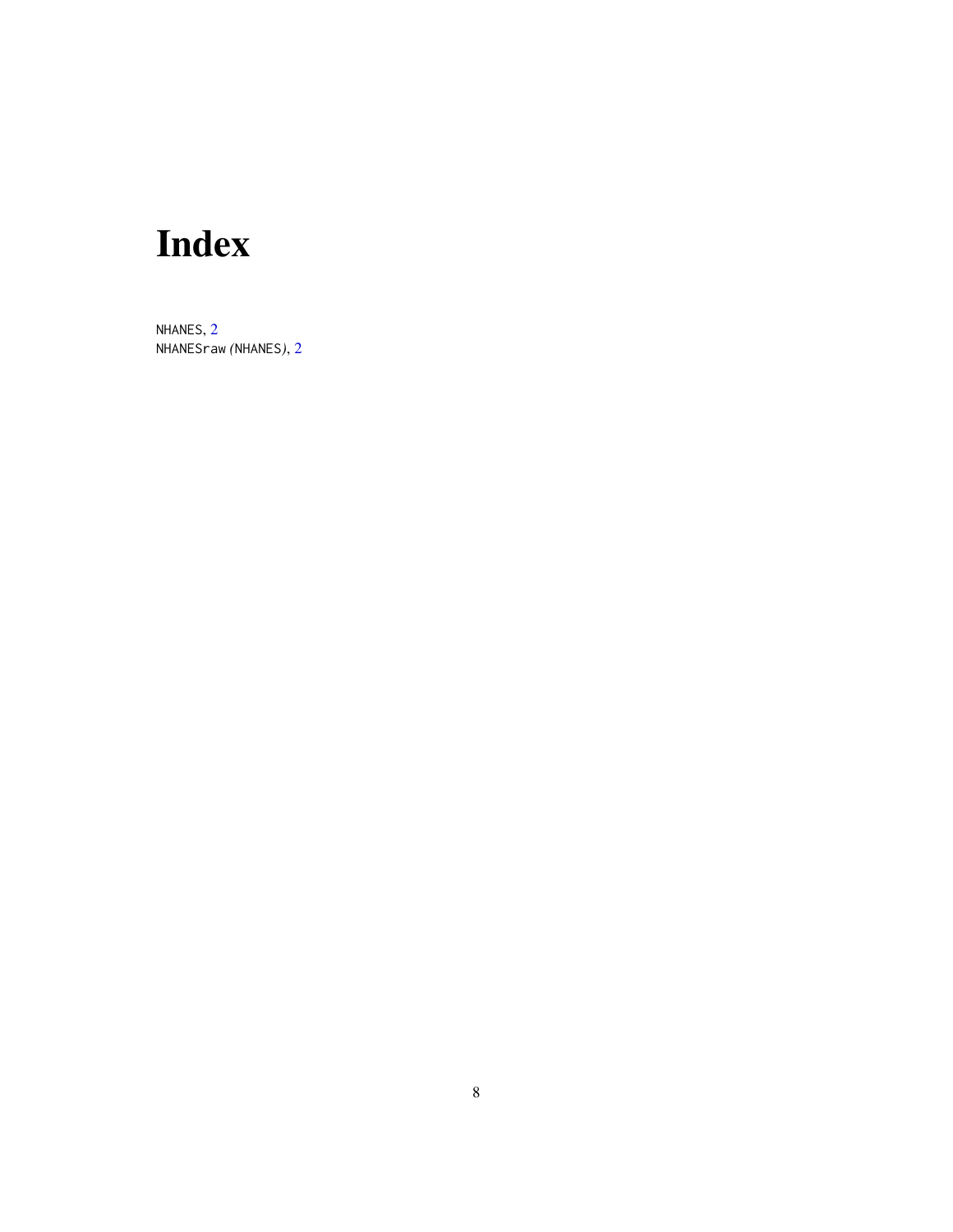# Index

NHANES, 2
NHANESraw *(NHANES)*, 2